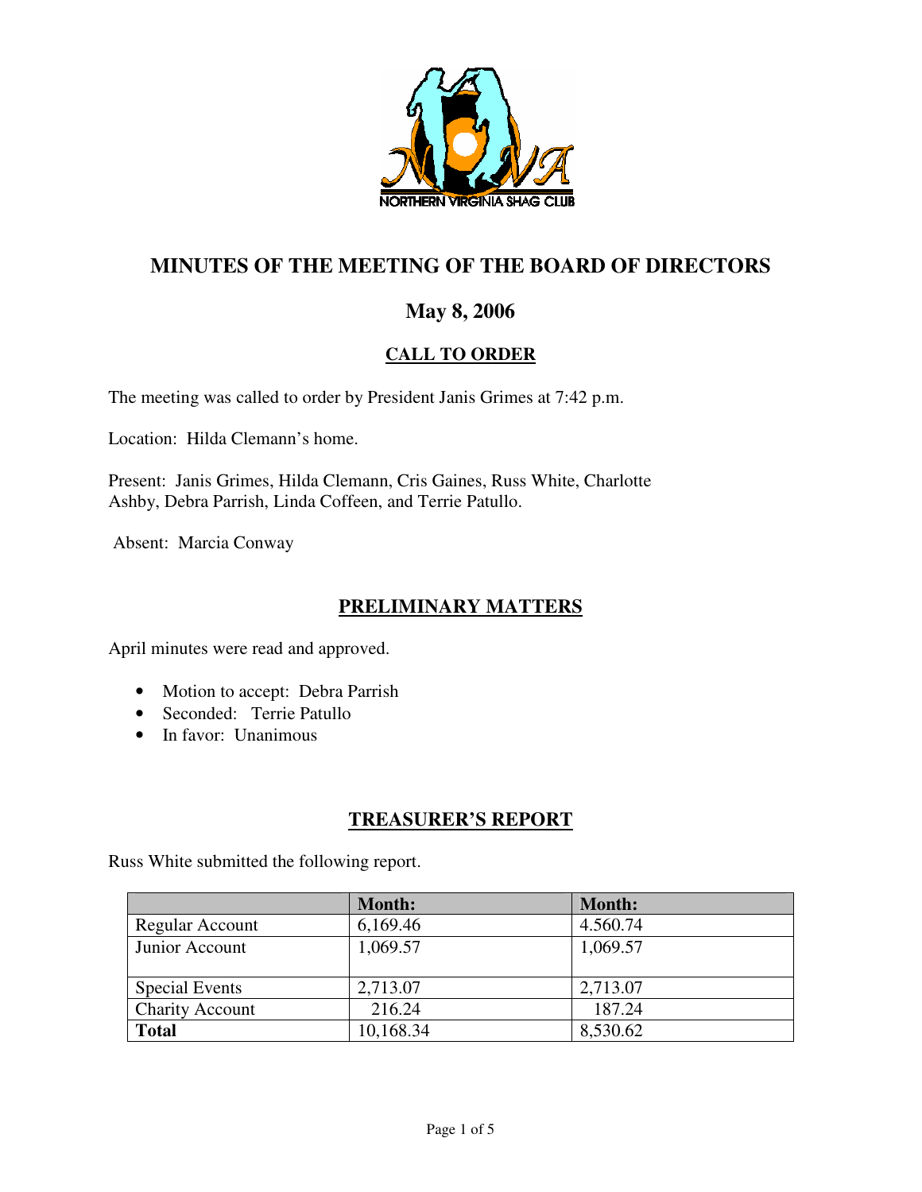# MINUTES OF THE MEETING OF THE BOARD OF DIRECTORS

## May 8, 2006

### CALL TO ORDER

The meeting was called to order by President Janis Grimes at 7:42 p.m.

Location: Hilda Clemann's home.

Present: Janis Grimes, Hilda Clemann, Cris Gaines, Russ White, Charlotte Ashby, Debra Parrish, Linda Coffeen, and Terrie Patullo.

Absent: Marcia Conway

### PRELIMINARY MATTERS

April minutes were read and approved.

- Motion to accept: Debra Parrish
- Seconded: Terrie Patullo
- In favor: Unanimous

### TREASURER'S REPORT

Russ White submitted the following report.

| | **Month:** | **Month:** |
|---|---|---|
| Regular Account | 6,169.46 | 4.560.74 |
| Junior Account | 1,069.57 | 1,069.57 |
| Special Events | 2,713.07 | 2,713.07 |
| Charity Account | 216.24 | 187.24 |
| **Total** | 10,168.34 | 8,530.62 |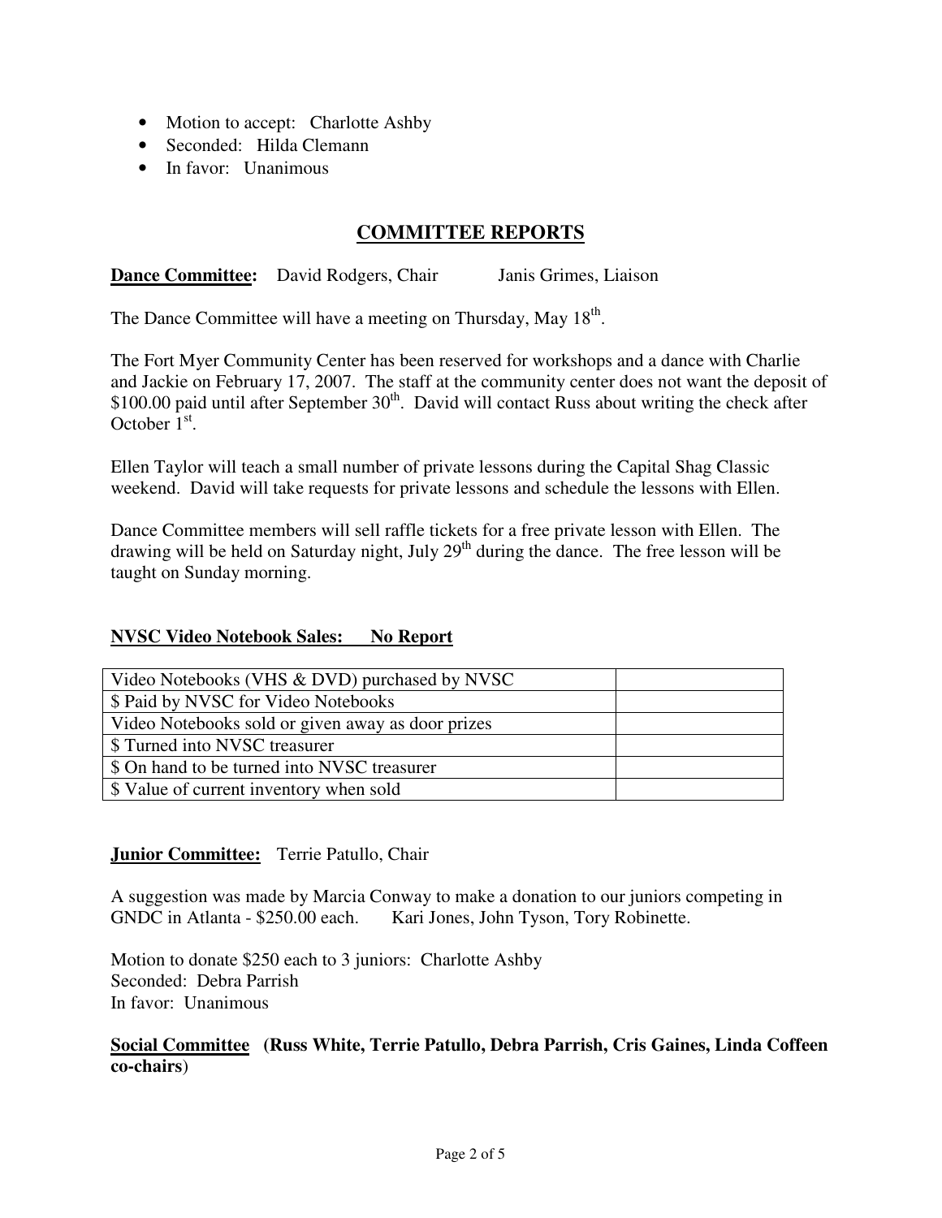- Motion to accept: Charlotte Ashby
- Seconded: Hilda Clemann
- In favor: Unanimous

## COMMITTEE REPORTS

**Dance Committee:** David Rodgers, Chair Janis Grimes, Liaison

The Dance Committee will have a meeting on Thursday, May 18th.

The Fort Myer Community Center has been reserved for workshops and a dance with Charlie and Jackie on February 17, 2007. The staff at the community center does not want the deposit of $100.00 paid until after September 30th. David will contact Russ about writing the check after October 1st.

Ellen Taylor will teach a small number of private lessons during the Capital Shag Classic weekend. David will take requests for private lessons and schedule the lessons with Ellen.

Dance Committee members will sell raffle tickets for a free private lesson with Ellen. The drawing will be held on Saturday night, July 29th during the dance. The free lesson will be taught on Sunday morning.

**NVSC Video Notebook Sales: No Report**

| | |
|---|---|
| Video Notebooks (VHS & DVD) purchased by NVSC | |
| $ Paid by NVSC for Video Notebooks | |
| Video Notebooks sold or given away as door prizes | |
| $ Turned into NVSC treasurer | |
| $ On hand to be turned into NVSC treasurer | |
| $ Value of current inventory when sold | |

**Junior Committee:** Terrie Patullo, Chair

A suggestion was made by Marcia Conway to make a donation to our juniors competing in GNDC in Atlanta - $250.00 each. Kari Jones, John Tyson, Tory Robinette.

Motion to donate $250 each to 3 juniors: Charlotte Ashby
Seconded: Debra Parrish
In favor: Unanimous

**Social Committee (Russ White, Terrie Patullo, Debra Parrish, Cris Gaines, Linda Coffeen co-chairs)**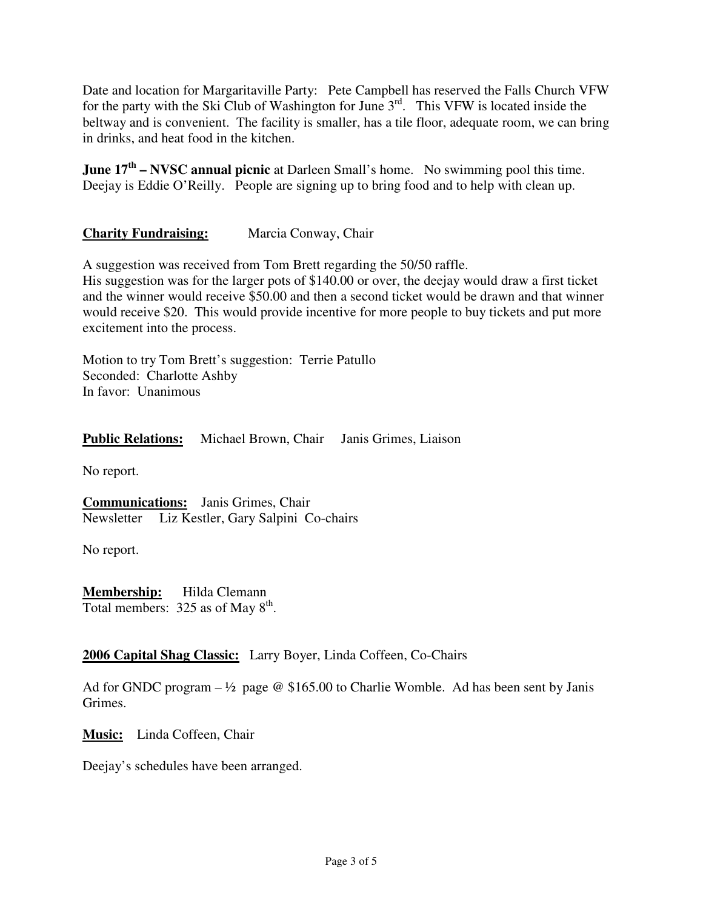Date and location for Margaritaville Party: Pete Campbell has reserved the Falls Church VFW for the party with the Ski Club of Washington for June 3rd. This VFW is located inside the beltway and is convenient. The facility is smaller, has a tile floor, adequate room, we can bring in drinks, and heat food in the kitchen.

**June 17th – NVSC annual picnic** at Darleen Small's home. No swimming pool this time. Deejay is Eddie O'Reilly. People are signing up to bring food and to help with clean up.

**Charity Fundraising:** Marcia Conway, Chair

A suggestion was received from Tom Brett regarding the 50/50 raffle.
His suggestion was for the larger pots of $140.00 or over, the deejay would draw a first ticket and the winner would receive $50.00 and then a second ticket would be drawn and that winner would receive $20. This would provide incentive for more people to buy tickets and put more excitement into the process.

Motion to try Tom Brett's suggestion: Terrie Patullo
Seconded: Charlotte Ashby
In favor: Unanimous

**Public Relations:** Michael Brown, Chair Janis Grimes, Liaison

No report.

**Communications:** Janis Grimes, Chair
Newsletter Liz Kestler, Gary Salpini Co-chairs

No report.

**Membership:** Hilda Clemann
Total members: 325 as of May 8th.

**2006 Capital Shag Classic:** Larry Boyer, Linda Coffeen, Co-Chairs

Ad for GNDC program – ½ page @ $165.00 to Charlie Womble. Ad has been sent by Janis Grimes.

**Music:** Linda Coffeen, Chair

Deejay's schedules have been arranged.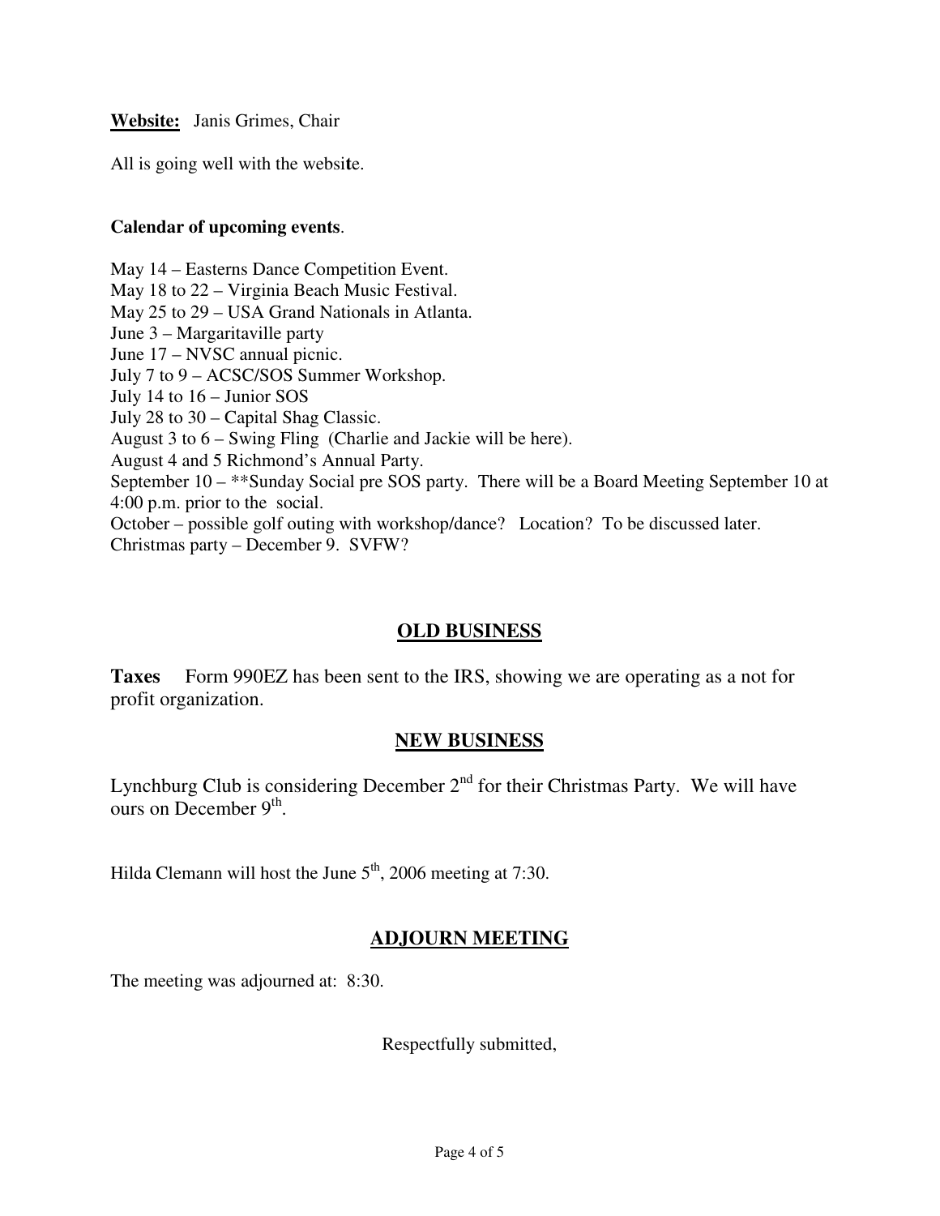**Website:** Janis Grimes, Chair

All is going well with the website.

**Calendar of upcoming events**.

May 14 – Easterns Dance Competition Event.
May 18 to 22 – Virginia Beach Music Festival.
May 25 to 29 – USA Grand Nationals in Atlanta.
June 3 – Margaritaville party
June 17 – NVSC annual picnic.
July 7 to 9 – ACSC/SOS Summer Workshop.
July 14 to 16 – Junior SOS
July 28 to 30 – Capital Shag Classic.
August 3 to 6 – Swing Fling (Charlie and Jackie will be here).
August 4 and 5 Richmond's Annual Party.
September 10 – **Sunday Social pre SOS party. There will be a Board Meeting September 10 at 4:00 p.m. prior to the social.
October – possible golf outing with workshop/dance? Location? To be discussed later.
Christmas party – December 9. SVFW?

## OLD BUSINESS

**Taxes** Form 990EZ has been sent to the IRS, showing we are operating as a not for profit organization.

## NEW BUSINESS

Lynchburg Club is considering December 2nd for their Christmas Party. We will have ours on December 9th.

Hilda Clemann will host the June 5th, 2006 meeting at 7:30.

## ADJOURN MEETING

The meeting was adjourned at: 8:30.

Respectfully submitted,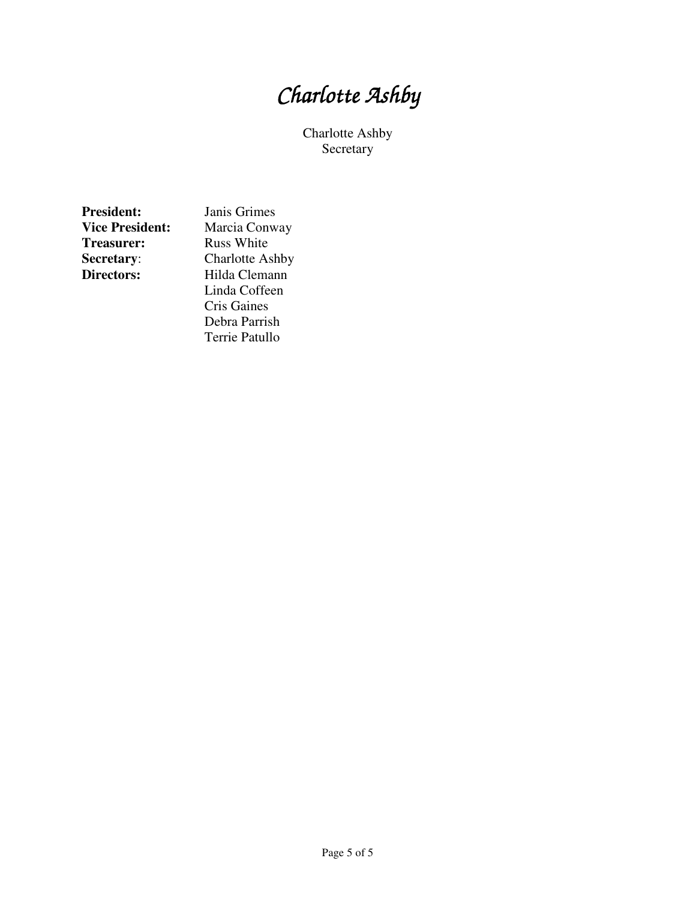*Charlotte Ashby*

Charlotte Ashby
Secretary

| | |
|---|---|
| **President:** | Janis Grimes |
| **Vice President:** | Marcia Conway |
| **Treasurer:** | Russ White |
| **Secretary**: | Charlotte Ashby |
| **Directors:** | Hilda Clemann |
| | Linda Coffeen |
| | Cris Gaines |
| | Debra Parrish |
| | Terrie Patullo |